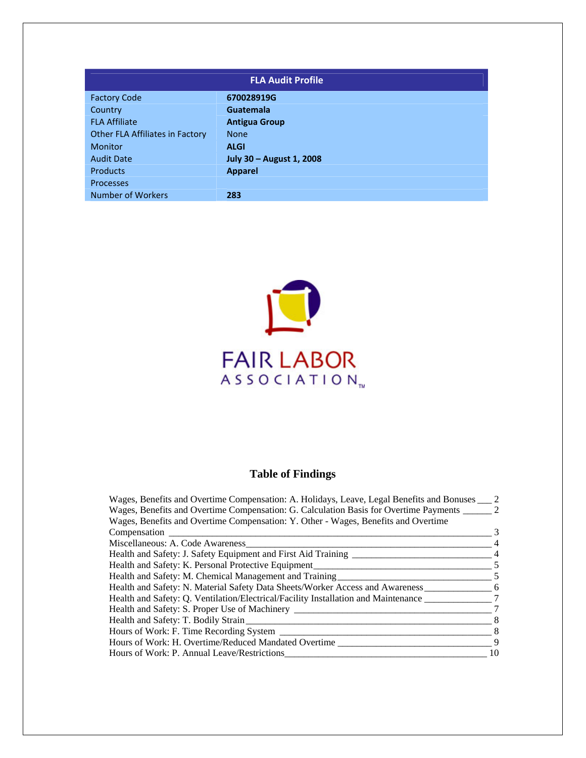| FLA Audit Profile | |
|---|---|
| Factory Code | **670028919G** |
| Country | **Guatemala** |
| FLA Affiliate | **Antigua Group** |
| Other FLA Affiliates in Factory | None |
| Monitor | **ALGI** |
| Audit Date | **July 30 – August 1, 2008** |
| Products | **Apparel** |
| Processes | |
| Number of Workers | **283** |

FAIR LABOR ASSOCIATION™

## Table of Findings

Wages, Benefits and Overtime Compensation: A. Holidays, Leave, Legal Benefits and Bonuses ___ 2
Wages, Benefits and Overtime Compensation: G. Calculation Basis for Overtime Payments ______ 2
Wages, Benefits and Overtime Compensation: Y. Other - Wages, Benefits and Overtime Compensation ______ 3
Miscellaneous: A. Code Awareness______ 4
Health and Safety: J. Safety Equipment and First Aid Training ______ 4
Health and Safety: K. Personal Protective Equipment______ 5
Health and Safety: M. Chemical Management and Training______ 5
Health and Safety: N. Material Safety Data Sheets/Worker Access and Awareness______ 6
Health and Safety: Q. Ventilation/Electrical/Facility Installation and Maintenance ______ 7
Health and Safety: S. Proper Use of Machinery ______ 7
Health and Safety: T. Bodily Strain______ 8
Hours of Work: F. Time Recording System ______ 8
Hours of Work: H. Overtime/Reduced Mandated Overtime ______ 9
Hours of Work: P. Annual Leave/Restrictions______ 10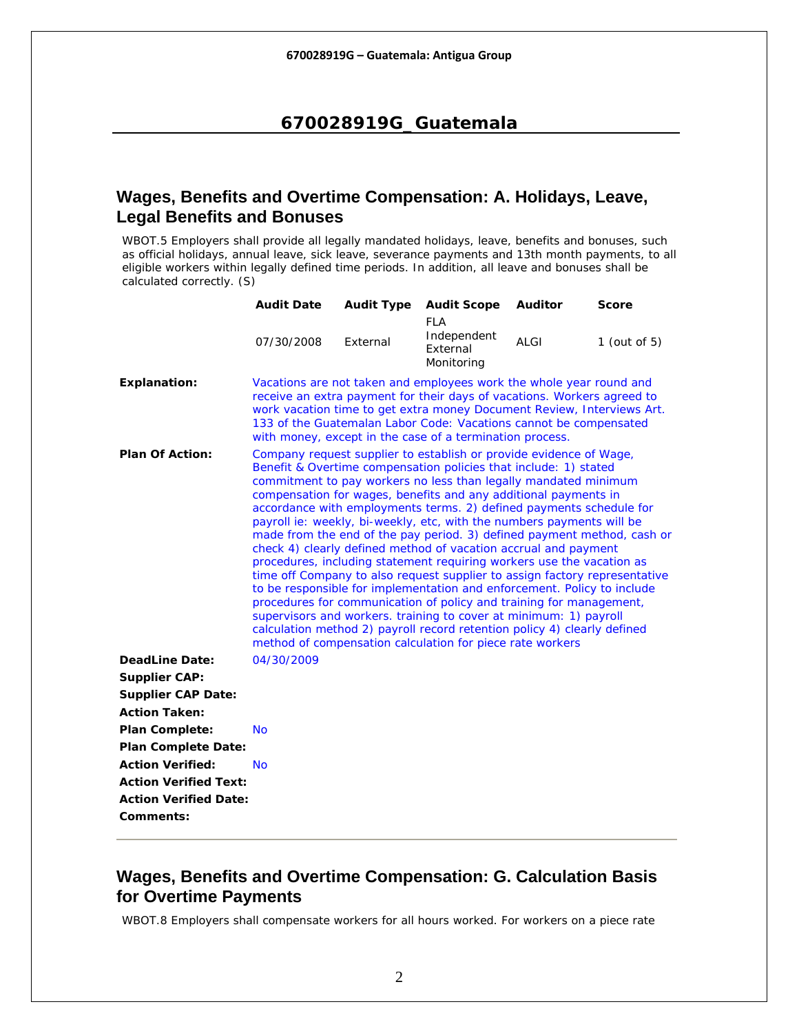# 670028919G_Guatemala

## Wages, Benefits and Overtime Compensation: A. Holidays, Leave, Legal Benefits and Bonuses

WBOT.5 Employers shall provide all legally mandated holidays, leave, benefits and bonuses, such as official holidays, annual leave, sick leave, severance payments and 13th month payments, to all eligible workers within legally defined time periods. In addition, all leave and bonuses shall be calculated correctly. (S)

| | Audit Date | Audit Type | Audit Scope | Auditor | Score |
|---|---|---|---|---|---|
| | 07/30/2008 | External | FLA Independent External Monitoring | ALGI | 1 (out of 5) |

**Explanation:** Vacations are not taken and employees work the whole year round and receive an extra payment for their days of vacations. Workers agreed to work vacation time to get extra money Document Review, Interviews Art. 133 of the Guatemalan Labor Code: Vacations cannot be compensated with money, except in the case of a termination process.

**Plan Of Action:** Company request supplier to establish or provide evidence of Wage, Benefit & Overtime compensation policies that include: 1) stated commitment to pay workers no less than legally mandated minimum compensation for wages, benefits and any additional payments in accordance with employments terms. 2) defined payments schedule for payroll ie: weekly, bi-weekly, etc, with the numbers payments will be made from the end of the pay period. 3) defined payment method, cash or check 4) clearly defined method of vacation accrual and payment procedures, including statement requiring workers use the vacation as time off Company to also request supplier to assign factory representative to be responsible for implementation and enforcement. Policy to include procedures for communication of policy and training for management, supervisors and workers. training to cover at minimum: 1) payroll calculation method 2) payroll record retention policy 4) clearly defined method of compensation calculation for piece rate workers

**DeadLine Date:** 04/30/2009

**Supplier CAP:**

**Supplier CAP Date:**

**Action Taken:**

**Plan Complete:** No

**Plan Complete Date:**

**Action Verified:** No

**Action Verified Text:**

**Action Verified Date:**

**Comments:**

---

## Wages, Benefits and Overtime Compensation: G. Calculation Basis for Overtime Payments

WBOT.8 Employers shall compensate workers for all hours worked. For workers on a piece rate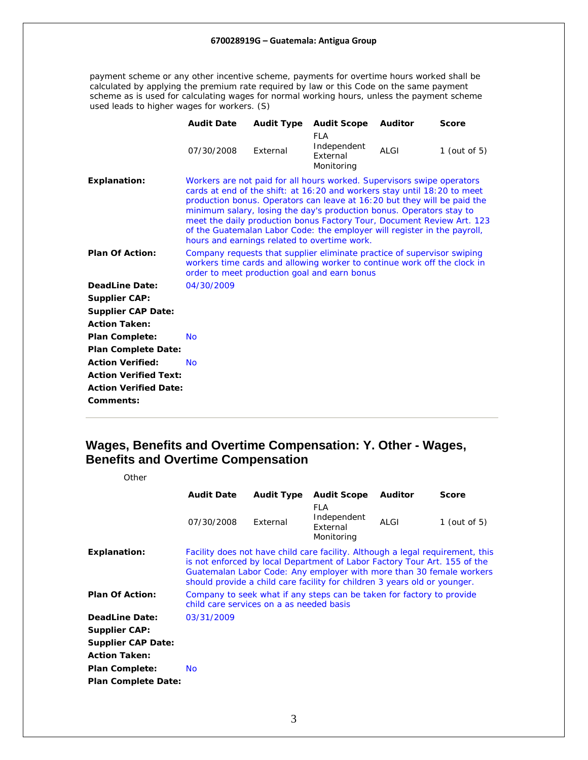payment scheme or any other incentive scheme, payments for overtime hours worked shall be calculated by applying the premium rate required by law or this Code on the same payment scheme as is used for calculating wages for normal working hours, unless the payment scheme used leads to higher wages for workers. (S)

| Audit Date | Audit Type | Audit Scope | Auditor | Score |
|---|---|---|---|---|
| 07/30/2008 | External | FLA Independent External Monitoring | ALGI | 1 (out of 5) |

**Explanation:** Workers are not paid for all hours worked. Supervisors swipe operators cards at end of the shift: at 16:20 and workers stay until 18:20 to meet production bonus. Operators can leave at 16:20 but they will be paid the minimum salary, losing the day's production bonus. Operators stay to meet the daily production bonus Factory Tour, Document Review Art. 123 of the Guatemalan Labor Code: the employer will register in the payroll, hours and earnings related to overtime work.

**Plan Of Action:** Company requests that supplier eliminate practice of supervisor swiping workers time cards and allowing worker to continue work off the clock in order to meet production goal and earn bonus

**DeadLine Date:** 04/30/2009

**Supplier CAP:**

**Supplier CAP Date:**

**Action Taken:**

**Plan Complete:** No

**Plan Complete Date:**

**Action Verified:** No

**Action Verified Text:**

**Action Verified Date:**

**Comments:**

---

## Wages, Benefits and Overtime Compensation: Y. Other - Wages, Benefits and Overtime Compensation

Other

| Audit Date | Audit Type | Audit Scope | Auditor | Score |
|---|---|---|---|---|
| 07/30/2008 | External | FLA Independent External Monitoring | ALGI | 1 (out of 5) |

**Explanation:** Facility does not have child care facility. Although a legal requirement, this is not enforced by local Department of Labor Factory Tour Art. 155 of the Guatemalan Labor Code: Any employer with more than 30 female workers should provide a child care facility for children 3 years old or younger.

**Plan Of Action:** Company to seek what if any steps can be taken for factory to provide child care services on a as needed basis

**DeadLine Date:** 03/31/2009

**Supplier CAP:**

**Supplier CAP Date:**

**Action Taken:**

**Plan Complete:** No

**Plan Complete Date:**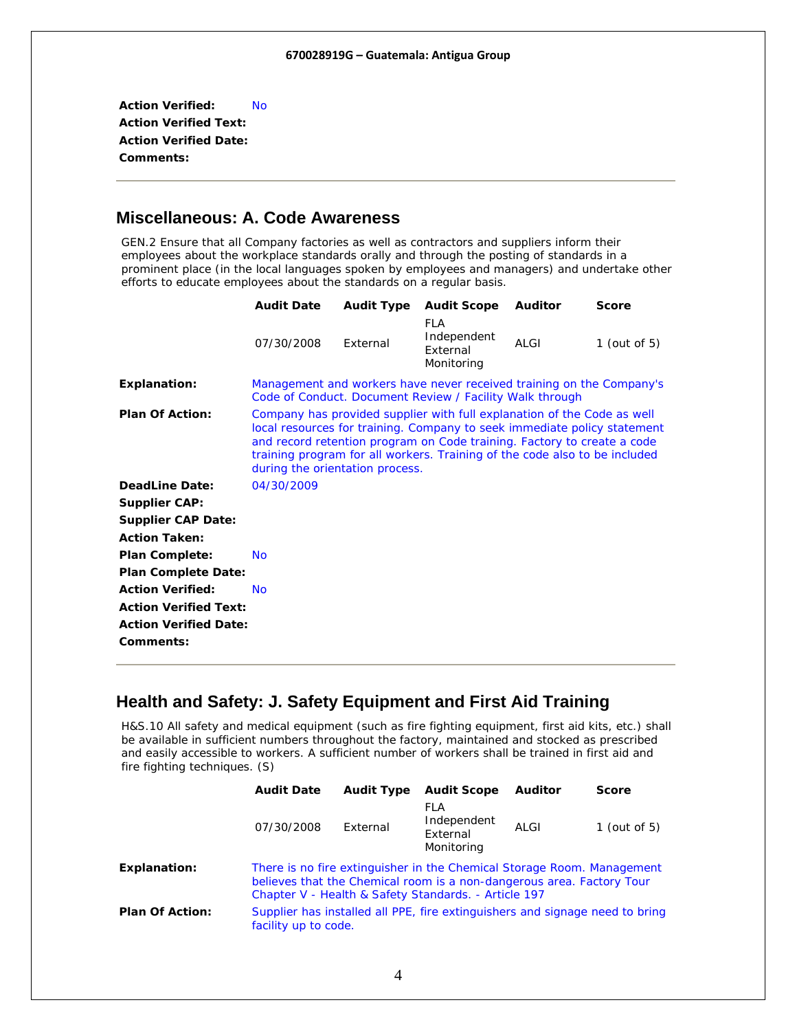**Action Verified:** No
**Action Verified Text:**
**Action Verified Date:**
**Comments:**

---

## Miscellaneous: A. Code Awareness

GEN.2 Ensure that all Company factories as well as contractors and suppliers inform their employees about the workplace standards orally and through the posting of standards in a prominent place (in the local languages spoken by employees and managers) and undertake other efforts to educate employees about the standards on a regular basis.

| Audit Date | Audit Type | Audit Scope | Auditor | Score |
|---|---|---|---|---|
| 07/30/2008 | External | FLA Independent External Monitoring | ALGI | 1 (out of 5) |

**Explanation:** Management and workers have never received training on the Company's Code of Conduct. Document Review / Facility Walk through

**Plan Of Action:** Company has provided supplier with full explanation of the Code as well local resources for training. Company to seek immediate policy statement and record retention program on Code training. Factory to create a code training program for all workers. Training of the code also to be included during the orientation process.

**DeadLine Date:** 04/30/2009
**Supplier CAP:**
**Supplier CAP Date:**
**Action Taken:**
**Plan Complete:** No
**Plan Complete Date:**
**Action Verified:** No
**Action Verified Text:**
**Action Verified Date:**
**Comments:**

---

## Health and Safety: J. Safety Equipment and First Aid Training

H&S.10 All safety and medical equipment (such as fire fighting equipment, first aid kits, etc.) shall be available in sufficient numbers throughout the factory, maintained and stocked as prescribed and easily accessible to workers. A sufficient number of workers shall be trained in first aid and fire fighting techniques. (S)

| Audit Date | Audit Type | Audit Scope | Auditor | Score |
|---|---|---|---|---|
| 07/30/2008 | External | FLA Independent External Monitoring | ALGI | 1 (out of 5) |

**Explanation:** There is no fire extinguisher in the Chemical Storage Room. Management believes that the Chemical room is a non-dangerous area. Factory Tour Chapter V - Health & Safety Standards. - Article 197

**Plan Of Action:** Supplier has installed all PPE, fire extinguishers and signage need to bring facility up to code.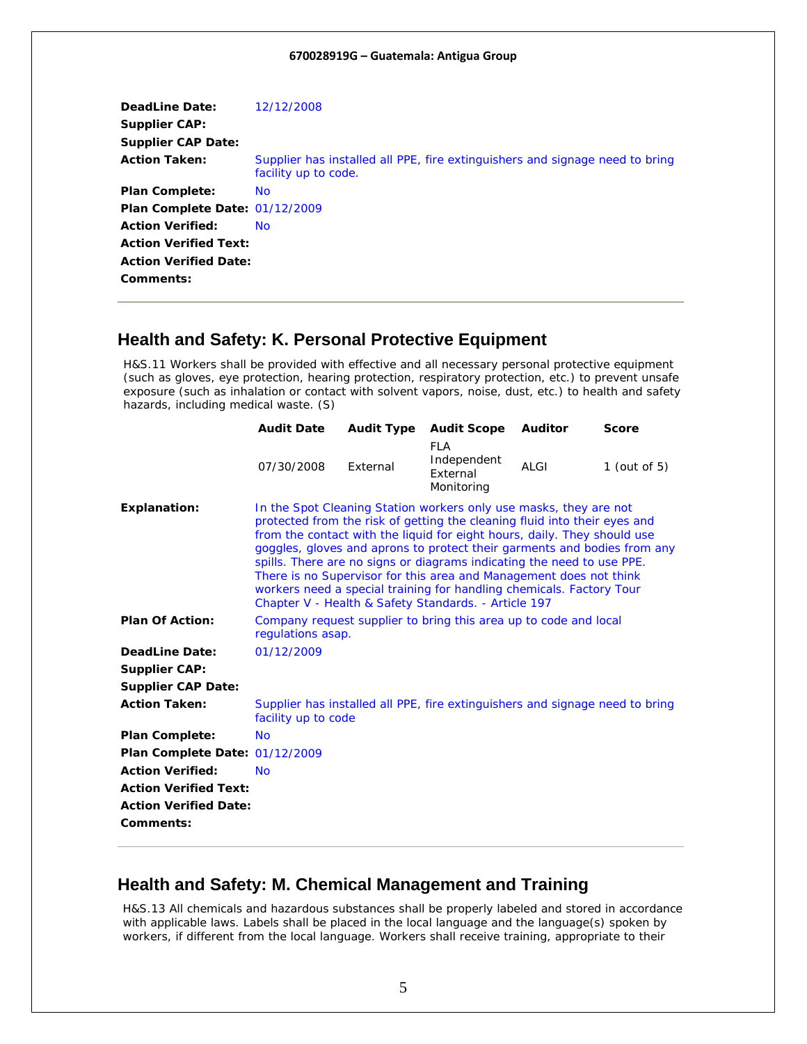**DeadLine Date:** 12/12/2008
**Supplier CAP:**
**Supplier CAP Date:**
**Action Taken:** Supplier has installed all PPE, fire extinguishers and signage need to bring facility up to code.
**Plan Complete:** No
**Plan Complete Date:** 01/12/2009
**Action Verified:** No
**Action Verified Text:**
**Action Verified Date:**
**Comments:**

---

## Health and Safety: K. Personal Protective Equipment

H&S.11 Workers shall be provided with effective and all necessary personal protective equipment (such as gloves, eye protection, hearing protection, respiratory protection, etc.) to prevent unsafe exposure (such as inhalation or contact with solvent vapors, noise, dust, etc.) to health and safety hazards, including medical waste. (S)

| Audit Date | Audit Type | Audit Scope | Auditor | Score |
|---|---|---|---|---|
| 07/30/2008 | External | FLA Independent External Monitoring | ALGI | 1 (out of 5) |

**Explanation:** In the Spot Cleaning Station workers only use masks, they are not protected from the risk of getting the cleaning fluid into their eyes and from the contact with the liquid for eight hours, daily. They should use goggles, gloves and aprons to protect their garments and bodies from any spills. There are no signs or diagrams indicating the need to use PPE. There is no Supervisor for this area and Management does not think workers need a special training for handling chemicals. Factory Tour Chapter V - Health & Safety Standards. - Article 197

**Plan Of Action:** Company request supplier to bring this area up to code and local regulations asap.

**DeadLine Date:** 01/12/2009
**Supplier CAP:**
**Supplier CAP Date:**
**Action Taken:** Supplier has installed all PPE, fire extinguishers and signage need to bring facility up to code
**Plan Complete:** No
**Plan Complete Date:** 01/12/2009
**Action Verified:** No
**Action Verified Text:**
**Action Verified Date:**
**Comments:**

---

## Health and Safety: M. Chemical Management and Training

H&S.13 All chemicals and hazardous substances shall be properly labeled and stored in accordance with applicable laws. Labels shall be placed in the local language and the language(s) spoken by workers, if different from the local language. Workers shall receive training, appropriate to their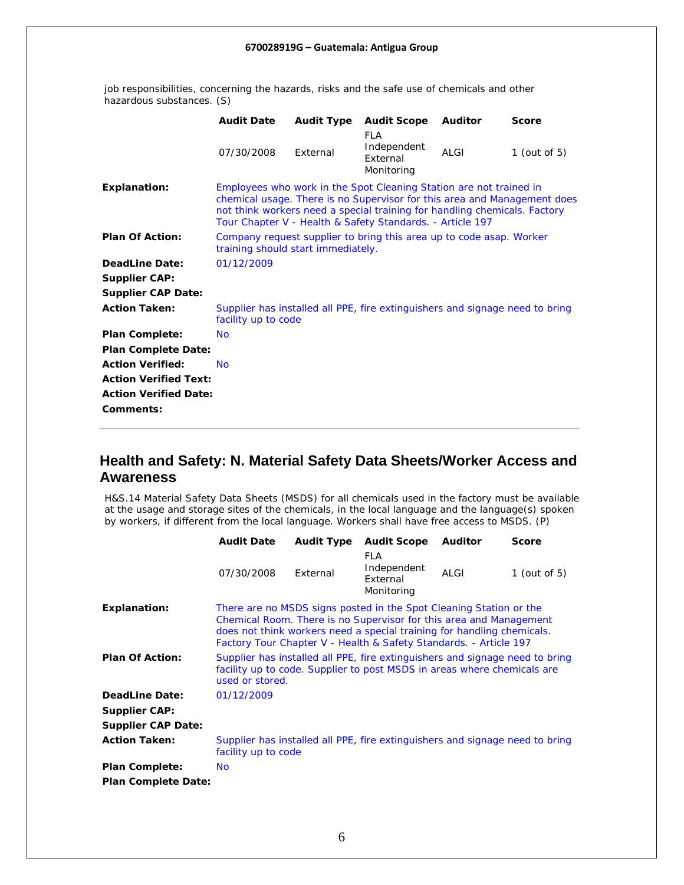job responsibilities, concerning the hazards, risks and the safe use of chemicals and other hazardous substances. (S)

| Audit Date | Audit Type | Audit Scope | Auditor | Score |
|---|---|---|---|---|
| 07/30/2008 | External | FLA Independent External Monitoring | ALGI | 1 (out of 5) |

**Explanation:** Employees who work in the Spot Cleaning Station are not trained in chemical usage. There is no Supervisor for this area and Management does not think workers need a special training for handling chemicals. Factory Tour Chapter V - Health & Safety Standards. - Article 197

**Plan Of Action:** Company request supplier to bring this area up to code asap. Worker training should start immediately.

**DeadLine Date:** 01/12/2009

**Supplier CAP:**

**Supplier CAP Date:**

**Action Taken:** Supplier has installed all PPE, fire extinguishers and signage need to bring facility up to code

**Plan Complete:** No

**Plan Complete Date:**

**Action Verified:** No

**Action Verified Text:**

**Action Verified Date:**

**Comments:**

---

## Health and Safety: N. Material Safety Data Sheets/Worker Access and Awareness

H&S.14 Material Safety Data Sheets (MSDS) for all chemicals used in the factory must be available at the usage and storage sites of the chemicals, in the local language and the language(s) spoken by workers, if different from the local language. Workers shall have free access to MSDS. (P)

| Audit Date | Audit Type | Audit Scope | Auditor | Score |
|---|---|---|---|---|
| 07/30/2008 | External | FLA Independent External Monitoring | ALGI | 1 (out of 5) |

**Explanation:** There are no MSDS signs posted in the Spot Cleaning Station or the Chemical Room. There is no Supervisor for this area and Management does not think workers need a special training for handling chemicals. Factory Tour Chapter V - Health & Safety Standards. - Article 197

**Plan Of Action:** Supplier has installed all PPE, fire extinguishers and signage need to bring facility up to code. Supplier to post MSDS in areas where chemicals are used or stored.

**DeadLine Date:** 01/12/2009

**Supplier CAP:**

**Supplier CAP Date:**

**Action Taken:** Supplier has installed all PPE, fire extinguishers and signage need to bring facility up to code

**Plan Complete:** No

**Plan Complete Date:**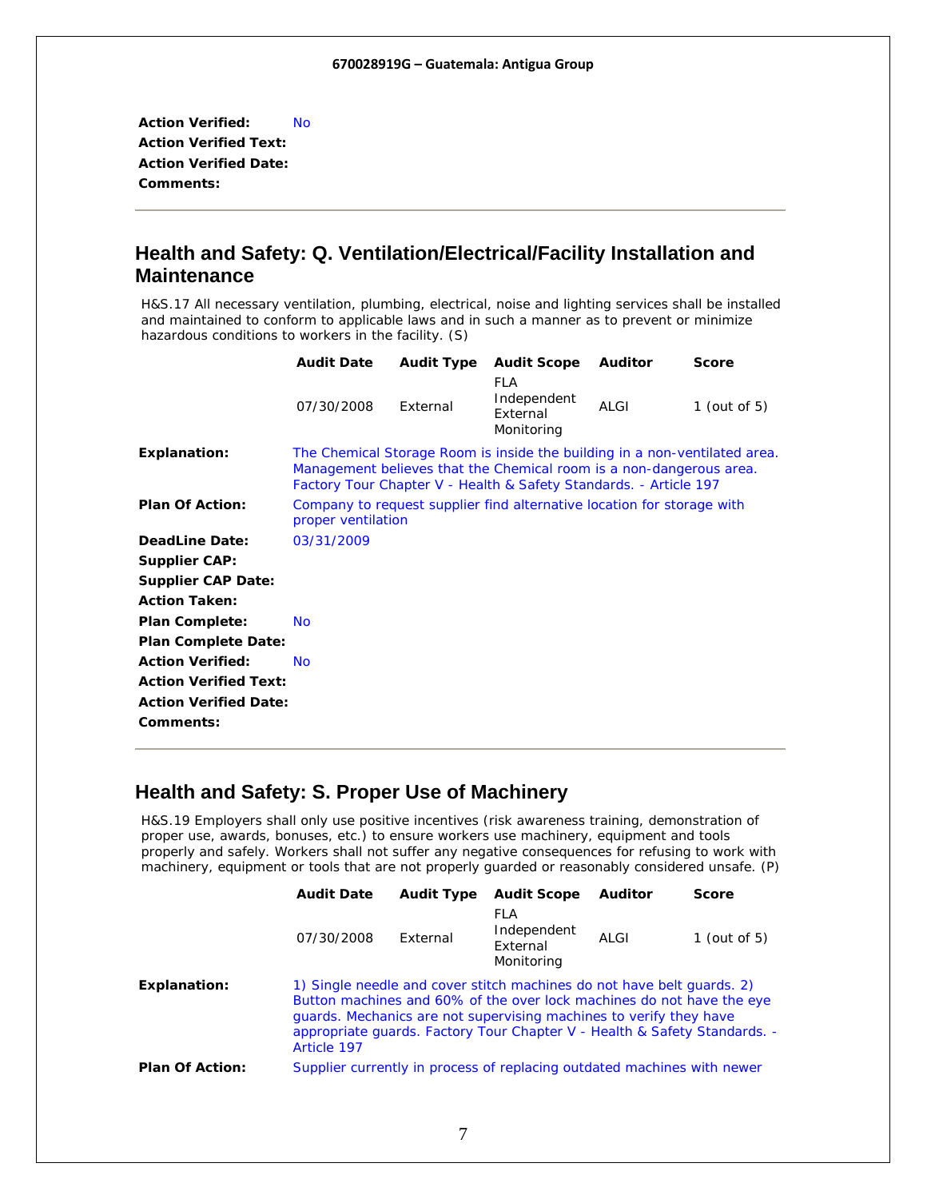**Action Verified:** No
**Action Verified Text:**
**Action Verified Date:**
**Comments:**

---

## Health and Safety: Q. Ventilation/Electrical/Facility Installation and Maintenance

H&S.17 All necessary ventilation, plumbing, electrical, noise and lighting services shall be installed and maintained to conform to applicable laws and in such a manner as to prevent or minimize hazardous conditions to workers in the facility. (S)

| Audit Date | Audit Type | Audit Scope | Auditor | Score |
|---|---|---|---|---|
| 07/30/2008 | External | FLA Independent External Monitoring | ALGI | 1 (out of 5) |

**Explanation:** The Chemical Storage Room is inside the building in a non-ventilated area. Management believes that the Chemical room is a non-dangerous area. Factory Tour Chapter V - Health & Safety Standards. - Article 197

**Plan Of Action:** Company to request supplier find alternative location for storage with proper ventilation

**DeadLine Date:** 03/31/2009
**Supplier CAP:**
**Supplier CAP Date:**
**Action Taken:**
**Plan Complete:** No
**Plan Complete Date:**
**Action Verified:** No
**Action Verified Text:**
**Action Verified Date:**
**Comments:**

---

## Health and Safety: S. Proper Use of Machinery

H&S.19 Employers shall only use positive incentives (risk awareness training, demonstration of proper use, awards, bonuses, etc.) to ensure workers use machinery, equipment and tools properly and safely. Workers shall not suffer any negative consequences for refusing to work with machinery, equipment or tools that are not properly guarded or reasonably considered unsafe. (P)

| Audit Date | Audit Type | Audit Scope | Auditor | Score |
|---|---|---|---|---|
| 07/30/2008 | External | FLA Independent External Monitoring | ALGI | 1 (out of 5) |

**Explanation:** 1) Single needle and cover stitch machines do not have belt guards. 2) Button machines and 60% of the over lock machines do not have the eye guards. Mechanics are not supervising machines to verify they have appropriate guards. Factory Tour Chapter V - Health & Safety Standards. - Article 197

**Plan Of Action:** Supplier currently in process of replacing outdated machines with newer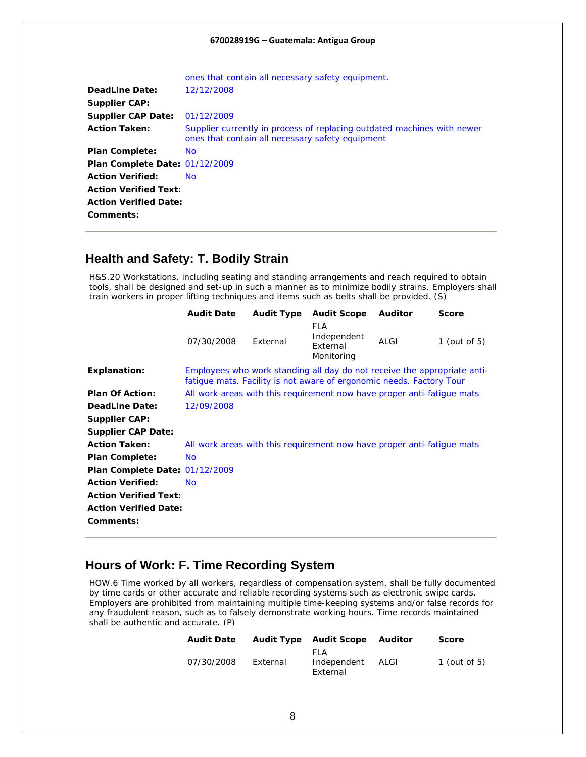| | |
|---|---|
| | ones that contain all necessary safety equipment. |
| **DeadLine Date:** | 12/12/2008 |
| **Supplier CAP:** | |
| **Supplier CAP Date:** | 01/12/2009 |
| **Action Taken:** | Supplier currently in process of replacing outdated machines with newer ones that contain all necessary safety equipment |
| **Plan Complete:** | No |
| **Plan Complete Date:** | 01/12/2009 |
| **Action Verified:** | No |
| **Action Verified Text:** | |
| **Action Verified Date:** | |
| **Comments:** | |

---

## Health and Safety: T. Bodily Strain

H&S.20 Workstations, including seating and standing arrangements and reach required to obtain tools, shall be designed and set-up in such a manner as to minimize bodily strains. Employers shall train workers in proper lifting techniques and items such as belts shall be provided. (S)

| Audit Date | Audit Type | Audit Scope | Auditor | Score |
|---|---|---|---|---|
| 07/30/2008 | External | FLA Independent External Monitoring | ALGI | 1 (out of 5) |

| | |
|---|---|
| **Explanation:** | Employees who work standing all day do not receive the appropriate anti-fatigue mats. Facility is not aware of ergonomic needs. Factory Tour |
| **Plan Of Action:** | All work areas with this requirement now have proper anti-fatigue mats |
| **DeadLine Date:** | 12/09/2008 |
| **Supplier CAP:** | |
| **Supplier CAP Date:** | |
| **Action Taken:** | All work areas with this requirement now have proper anti-fatigue mats |
| **Plan Complete:** | No |
| **Plan Complete Date:** | 01/12/2009 |
| **Action Verified:** | No |
| **Action Verified Text:** | |
| **Action Verified Date:** | |
| **Comments:** | |

---

## Hours of Work: F. Time Recording System

HOW.6 Time worked by all workers, regardless of compensation system, shall be fully documented by time cards or other accurate and reliable recording systems such as electronic swipe cards. Employers are prohibited from maintaining multiple time-keeping systems and/or false records for any fraudulent reason, such as to falsely demonstrate working hours. Time records maintained shall be authentic and accurate. (P)

| Audit Date | Audit Type | Audit Scope | Auditor | Score |
|---|---|---|---|---|
| 07/30/2008 | External | FLA Independent External | ALGI | 1 (out of 5) |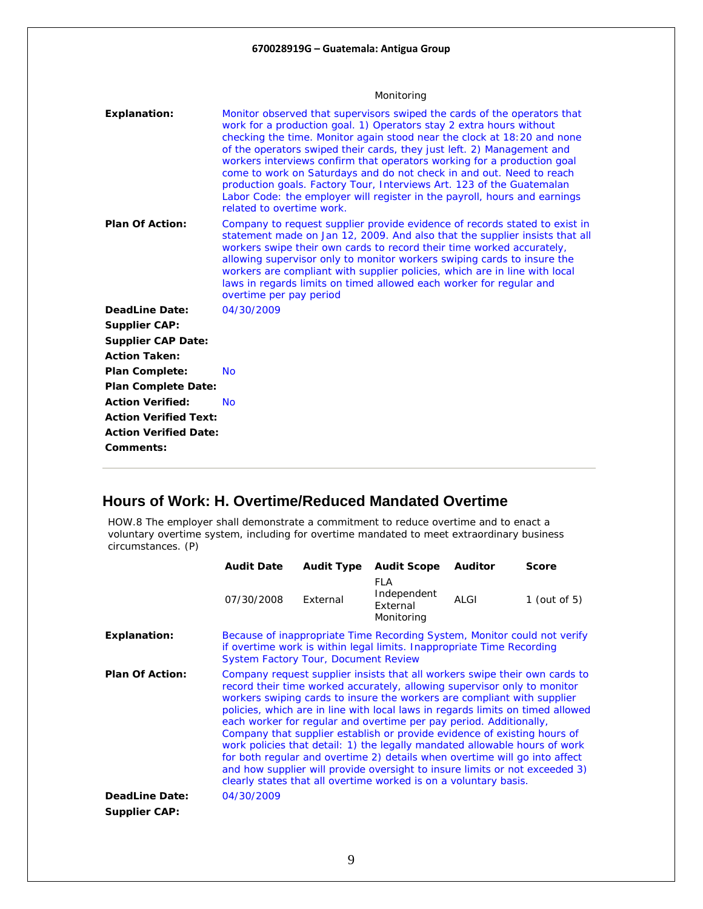Monitoring

| | |
|---|---|
| **Explanation:** | Monitor observed that supervisors swiped the cards of the operators that work for a production goal. 1) Operators stay 2 extra hours without checking the time. Monitor again stood near the clock at 18:20 and none of the operators swiped their cards, they just left. 2) Management and workers interviews confirm that operators working for a production goal come to work on Saturdays and do not check in and out. Need to reach production goals. Factory Tour, Interviews Art. 123 of the Guatemalan Labor Code: the employer will register in the payroll, hours and earnings related to overtime work. |
| **Plan Of Action:** | Company to request supplier provide evidence of records stated to exist in statement made on Jan 12, 2009. And also that the supplier insists that all workers swipe their own cards to record their time worked accurately, allowing supervisor only to monitor workers swiping cards to insure the workers are compliant with supplier policies, which are in line with local laws in regards limits on timed allowed each worker for regular and overtime per pay period |
| **DeadLine Date:** | 04/30/2009 |
| **Supplier CAP:** | |
| **Supplier CAP Date:** | |
| **Action Taken:** | |
| **Plan Complete:** | No |
| **Plan Complete Date:** | |
| **Action Verified:** | No |
| **Action Verified Text:** | |
| **Action Verified Date:** | |
| **Comments:** | |

## Hours of Work: H. Overtime/Reduced Mandated Overtime

HOW.8 The employer shall demonstrate a commitment to reduce overtime and to enact a voluntary overtime system, including for overtime mandated to meet extraordinary business circumstances. (P)

| Audit Date | Audit Type | Audit Scope | Auditor | Score |
|---|---|---|---|---|
| 07/30/2008 | External | FLA Independent External Monitoring | ALGI | 1 (out of 5) |

| | |
|---|---|
| **Explanation:** | Because of inappropriate Time Recording System, Monitor could not verify if overtime work is within legal limits. Inappropriate Time Recording System Factory Tour, Document Review |
| **Plan Of Action:** | Company request supplier insists that all workers swipe their own cards to record their time worked accurately, allowing supervisor only to monitor workers swiping cards to insure the workers are compliant with supplier policies, which are in line with local laws in regards limits on timed allowed each worker for regular and overtime per pay period. Additionally, Company that supplier establish or provide evidence of existing hours of work policies that detail: 1) the legally mandated allowable hours of work for both regular and overtime 2) details when overtime will go into affect and how supplier will provide oversight to insure limits or not exceeded 3) clearly states that all overtime worked is on a voluntary basis. |
| **DeadLine Date:** | 04/30/2009 |
| **Supplier CAP:** | |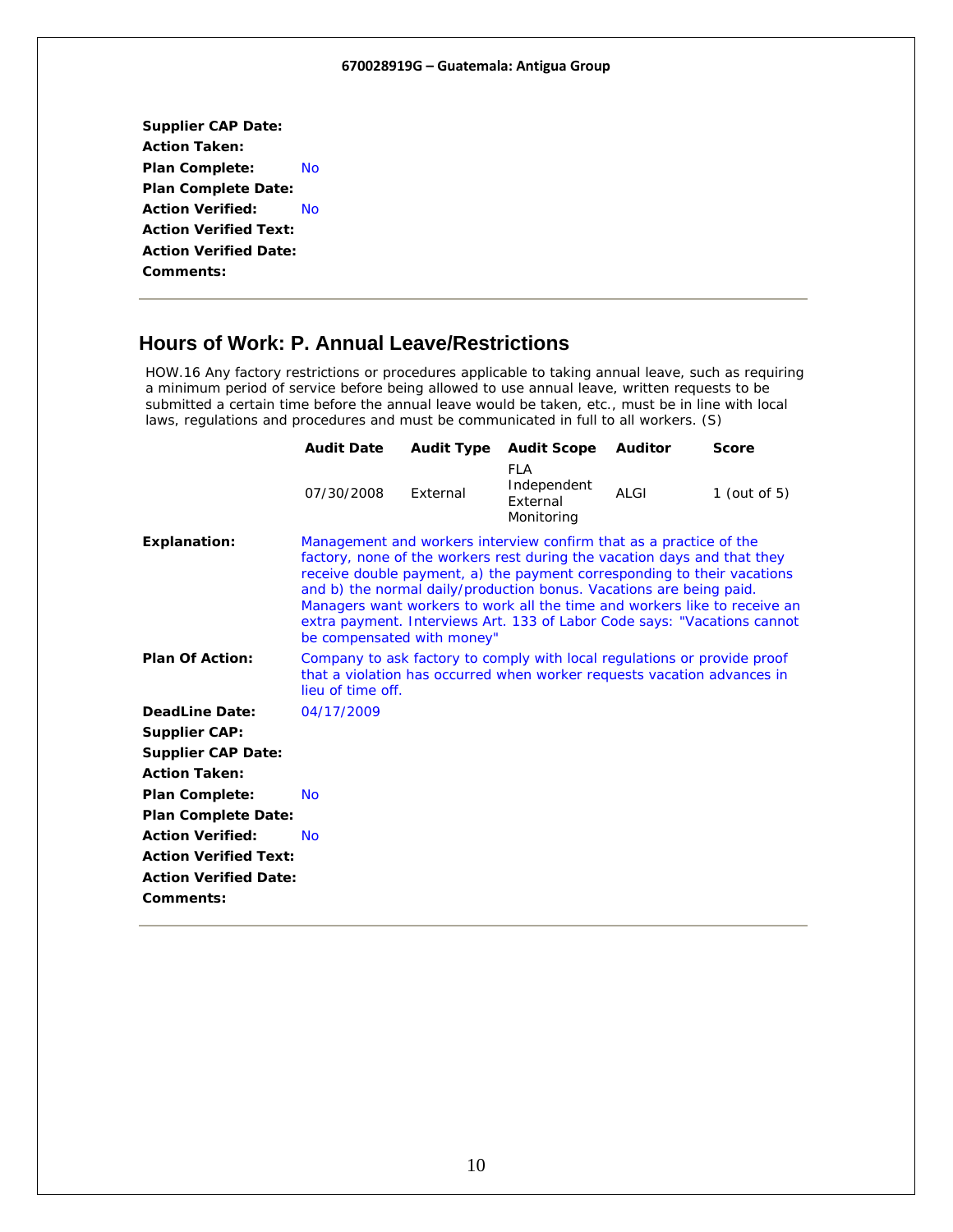**Supplier CAP Date:**
**Action Taken:**
**Plan Complete:** No
**Plan Complete Date:**
**Action Verified:** No
**Action Verified Text:**
**Action Verified Date:**
**Comments:**

---

## Hours of Work: P. Annual Leave/Restrictions

HOW.16 Any factory restrictions or procedures applicable to taking annual leave, such as requiring a minimum period of service before being allowed to use annual leave, written requests to be submitted a certain time before the annual leave would be taken, etc., must be in line with local laws, regulations and procedures and must be communicated in full to all workers. (S)

| | Audit Date | Audit Type | Audit Scope | Auditor | Score |
|---|---|---|---|---|---|
| | 07/30/2008 | External | FLA Independent External Monitoring | ALGI | 1 (out of 5) |

**Explanation:** Management and workers interview confirm that as a practice of the factory, none of the workers rest during the vacation days and that they receive double payment, a) the payment corresponding to their vacations and b) the normal daily/production bonus. Vacations are being paid. Managers want workers to work all the time and workers like to receive an extra payment. Interviews Art. 133 of Labor Code says: "Vacations cannot be compensated with money"

**Plan Of Action:** Company to ask factory to comply with local regulations or provide proof that a violation has occurred when worker requests vacation advances in lieu of time off.

**DeadLine Date:** 04/17/2009
**Supplier CAP:**
**Supplier CAP Date:**
**Action Taken:**
**Plan Complete:** No
**Plan Complete Date:**
**Action Verified:** No
**Action Verified Text:**
**Action Verified Date:**
**Comments:**

---